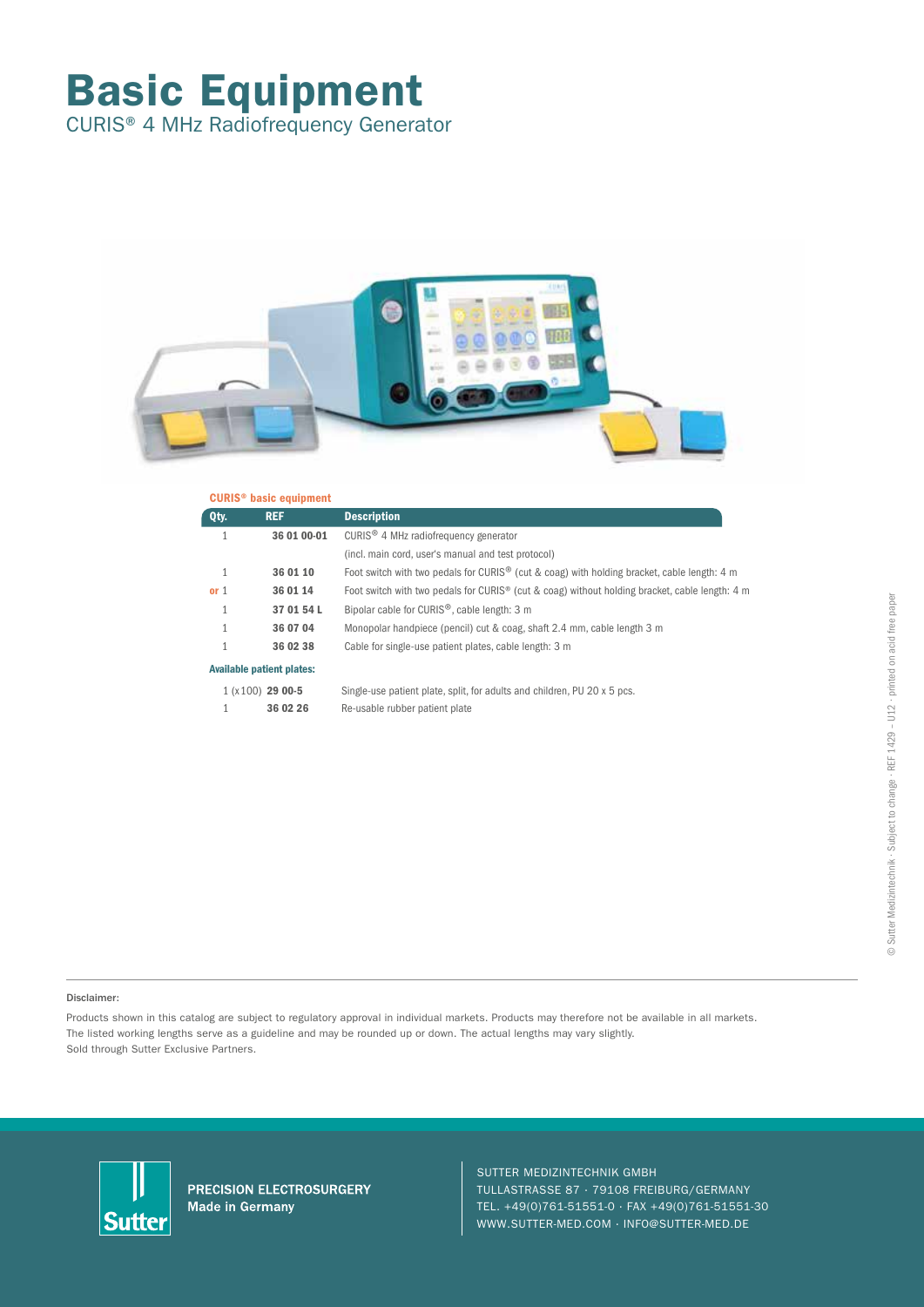# Basic Equipment

## CURIS® 4 MHz Radiofrequency Generator

**CURIS® basic equipment**

| Qty. | REF | Description |
|---|---|---|
| 1 | **36 01 00-01** | CURIS® 4 MHz radiofrequency generator (incl. main cord, user's manual and test protocol) |
| 1 | **36 01 10** | Foot switch with two pedals for CURIS® (cut & coag) with holding bracket, cable length: 4 m |
| or 1 | **36 01 14** | Foot switch with two pedals for CURIS® (cut & coag) without holding bracket, cable length: 4 m |
| 1 | **37 01 54 L** | Bipolar cable for CURIS®, cable length: 3 m |
| 1 | **36 07 04** | Monopolar handpiece (pencil) cut & coag, shaft 2.4 mm, cable length 3 m |
| 1 | **36 02 38** | Cable for single-use patient plates, cable length: 3 m |

**Available patient plates:**

| Qty. | REF | Description |
|---|---|---|
| 1 (x100) | **29 00-5** | Single-use patient plate, split, for adults and children, PU 20 x 5 pcs. |
| 1 | **36 02 26** | Re-usable rubber patient plate |

© Sutter Medizintechnik · Subject to change · REF 1429 – U12 · printed on acid free paper

**Disclaimer:**

Products shown in this catalog are subject to regulatory approval in individual markets. Products may therefore not be available in all markets. The listed working lengths serve as a guideline and may be rounded up or down. The actual lengths may vary slightly. Sold through Sutter Exclusive Partners.

**PRECISION ELECTROSURGERY**
**Made in Germany**

SUTTER MEDIZINTECHNIK GMBH
TULLASTRASSE 87 · 79108 FREIBURG/GERMANY
TEL. +49(0)761-51551-0 · FAX +49(0)761-51551-30
WWW.SUTTER-MED.COM · INFO@SUTTER-MED.DE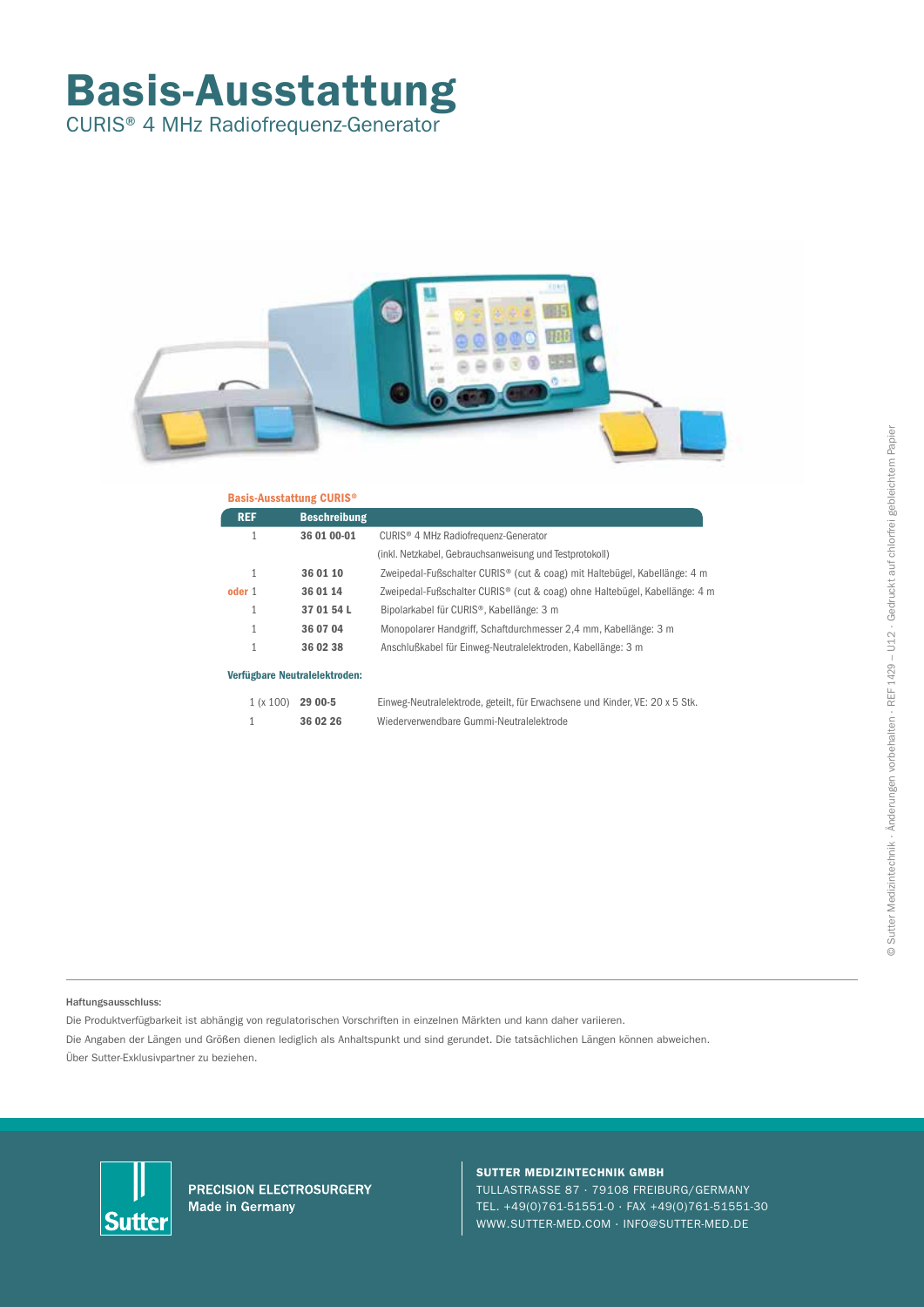# Basis-Ausstattung

CURIS® 4 MHz Radiofrequenz-Generator

**Basis-Ausstattung CURIS®**

| REF | | Beschreibung |
|---|---|---|
| 1 | **36 01 00-01** | CURIS® 4 MHz Radiofrequenz-Generator |
| | | (inkl. Netzkabel, Gebrauchsanweisung und Testprotokoll) |
| 1 | **36 01 10** | Zweipedal-Fußschalter CURIS® (cut & coag) mit Haltebügel, Kabellänge: 4 m |
| oder 1 | **36 01 14** | Zweipedal-Fußschalter CURIS® (cut & coag) ohne Haltebügel, Kabellänge: 4 m |
| 1 | **37 01 54 L** | Bipolarkabel für CURIS®, Kabellänge: 3 m |
| 1 | **36 07 04** | Monopolarer Handgriff, Schaftdurchmesser 2,4 mm, Kabellänge: 3 m |
| 1 | **36 02 38** | Anschlußkabel für Einweg-Neutralelektroden, Kabellänge: 3 m |

**Verfügbare Neutralelektroden:**

| | | |
|---|---|---|
| 1 (x 100) | **29 00-5** | Einweg-Neutralelektrode, geteilt, für Erwachsene und Kinder, VE: 20 x 5 Stk. |
| 1 | **36 02 26** | Wiederverwendbare Gummi-Neutralelektrode |

Haftungsausschluss:

Die Produktverfügbarkeit ist abhängig von regulatorischen Vorschriften in einzelnen Märkten und kann daher variieren.

Die Angaben der Längen und Größen dienen lediglich als Anhaltspunkt und sind gerundet. Die tatsächlichen Längen können abweichen.

Über Sutter-Exklusivpartner zu beziehen.

PRECISION ELECTROSURGERY
Made in Germany

**SUTTER MEDIZINTECHNIK GMBH**
TULLASTRASSE 87 · 79108 FREIBURG/GERMANY
TEL. +49(0)761-51551-0 · FAX +49(0)761-51551-30
WWW.SUTTER-MED.COM · INFO@SUTTER-MED.DE

© Sutter Medizintechnik · Änderungen vorbehalten · REF 1429 – U12 · Gedruckt auf chlorfrei gebleichtem Papier